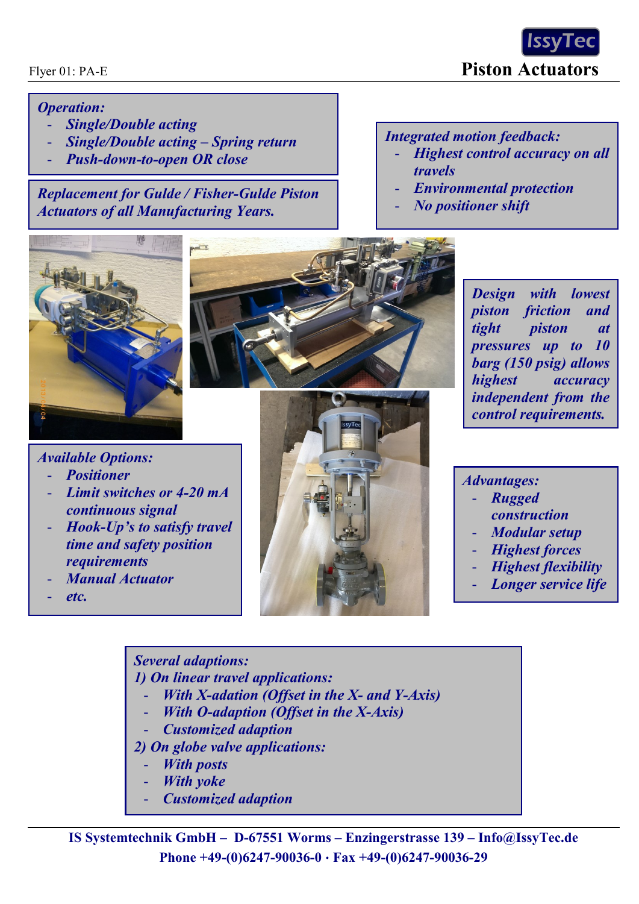Flyer 01: PA-E

# Piston Actuators

***Operation:***

- ***Single/Double acting***
- ***Single/Double acting – Spring return***
- ***Push-down-to-open OR close***

***Replacement for Gulde / Fisher-Gulde Piston Actuators of all Manufacturing Years.***

***Integrated motion feedback:***

- ***Highest control accuracy on all travels***
- ***Environmental protection***
- ***No positioner shift***

***Design with lowest piston friction and tight piston at pressures up to 10 barg (150 psig) allows highest accuracy independent from the control requirements.***

***Available Options:***

- ***Positioner***
- ***Limit switches or 4-20 mA continuous signal***
- ***Hook-Up's to satisfy travel time and safety position requirements***
- ***Manual Actuator***
- ***etc.***

***Advantages:***

- ***Rugged construction***
- ***Modular setup***
- ***Highest forces***
- ***Highest flexibility***
- ***Longer service life***

***Several adaptions:***

***1) On linear travel applications:***

- ***With X-adation (Offset in the X- and Y-Axis)***
- ***With O-adaption (Offset in the X-Axis)***
- ***Customized adaption***

***2) On globe valve applications:***

- ***With posts***
- ***With yoke***
- ***Customized adaption***

**IS Systemtechnik GmbH – D-67551 Worms – Enzingerstrasse 139 – Info@IssyTec.de**
**Phone +49-(0)6247-90036-0 · Fax +49-(0)6247-90036-29**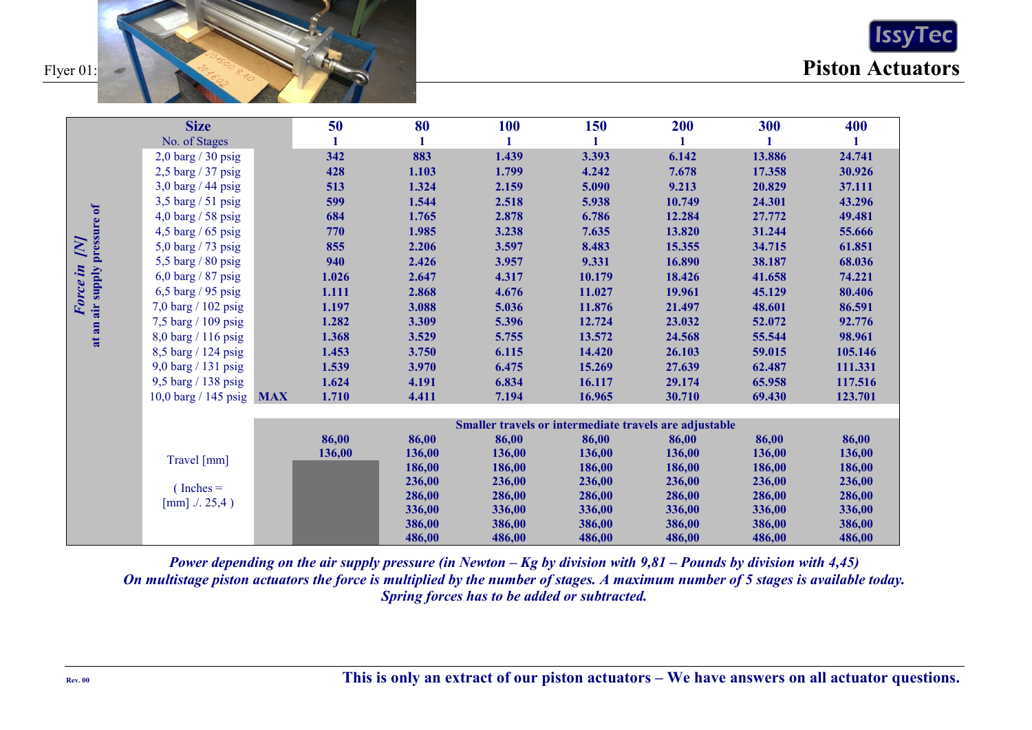Flyer 01:

**IssyTec**

# Piston Actuators

| Force in [N] at an air supply pressure of | Size | | 50 | 80 | 100 | 150 | 200 | 300 | 400 |
|---|---|---|---|---|---|---|---|---|---|
| | No. of Stages | | 1 | 1 | 1 | 1 | 1 | 1 | 1 |
| | 2,0 barg / 30 psig | | 342 | 883 | 1.439 | 3.393 | 6.142 | 13.886 | 24.741 |
| | 2,5 barg / 37 psig | | 428 | 1.103 | 1.799 | 4.242 | 7.678 | 17.358 | 30.926 |
| | 3,0 barg / 44 psig | | 513 | 1.324 | 2.159 | 5.090 | 9.213 | 20.829 | 37.111 |
| | 3,5 barg / 51 psig | | 599 | 1.544 | 2.518 | 5.938 | 10.749 | 24.301 | 43.296 |
| | 4,0 barg / 58 psig | | 684 | 1.765 | 2.878 | 6.786 | 12.284 | 27.772 | 49.481 |
| | 4,5 barg / 65 psig | | 770 | 1.985 | 3.238 | 7.635 | 13.820 | 31.244 | 55.666 |
| | 5,0 barg / 73 psig | | 855 | 2.206 | 3.597 | 8.483 | 15.355 | 34.715 | 61.851 |
| | 5,5 barg / 80 psig | | 940 | 2.426 | 3.957 | 9.331 | 16.890 | 38.187 | 68.036 |
| | 6,0 barg / 87 psig | | 1.026 | 2.647 | 4.317 | 10.179 | 18.426 | 41.658 | 74.221 |
| | 6,5 barg / 95 psig | | 1.111 | 2.868 | 4.676 | 11.027 | 19.961 | 45.129 | 80.406 |
| | 7,0 barg / 102 psig | | 1.197 | 3.088 | 5.036 | 11.876 | 21.497 | 48.601 | 86.591 |
| | 7,5 barg / 109 psig | | 1.282 | 3.309 | 5.396 | 12.724 | 23.032 | 52.072 | 92.776 |
| | 8,0 barg / 116 psig | | 1.368 | 3.529 | 5.755 | 13.572 | 24.568 | 55.544 | 98.961 |
| | 8,5 barg / 124 psig | | 1.453 | 3.750 | 6.115 | 14.420 | 26.103 | 59.015 | 105.146 |
| | 9,0 barg / 131 psig | | 1.539 | 3.970 | 6.475 | 15.269 | 27.639 | 62.487 | 111.331 |
| | 9,5 barg / 138 psig | | 1.624 | 4.191 | 6.834 | 16.117 | 29.174 | 65.958 | 117.516 |
| | 10,0 barg / 145 psig | MAX | 1.710 | 4.411 | 7.194 | 16.965 | 30.710 | 69.430 | 123.701 |
| | | | Smaller travels or intermediate travels are adjustable | | | | | | |
| | Travel [mm] ( Inches = [mm] ./. 25,4 ) | | 86,00 | 86,00 | 86,00 | 86,00 | 86,00 | 86,00 | 86,00 |
| | | | 136,00 | 136,00 | 136,00 | 136,00 | 136,00 | 136,00 | 136,00 |
| | | | | 186,00 | 186,00 | 186,00 | 186,00 | 186,00 | 186,00 |
| | | | | 236,00 | 236,00 | 236,00 | 236,00 | 236,00 | 236,00 |
| | | | | 286,00 | 286,00 | 286,00 | 286,00 | 286,00 | 286,00 |
| | | | | 336,00 | 336,00 | 336,00 | 336,00 | 336,00 | 336,00 |
| | | | | 386,00 | 386,00 | 386,00 | 386,00 | 386,00 | 386,00 |
| | | | | 486,00 | 486,00 | 486,00 | 486,00 | 486,00 | 486,00 |

*Power depending on the air supply pressure (in Newton – Kg by division with 9,81 – Pounds by division with 4,45)*
*On multistage piston actuators the force is multiplied by the number of stages. A maximum number of 5 stages is available today.*
*Spring forces has to be added or subtracted.*

Rev. 00

**This is only an extract of our piston actuators – We have answers on all actuator questions.**